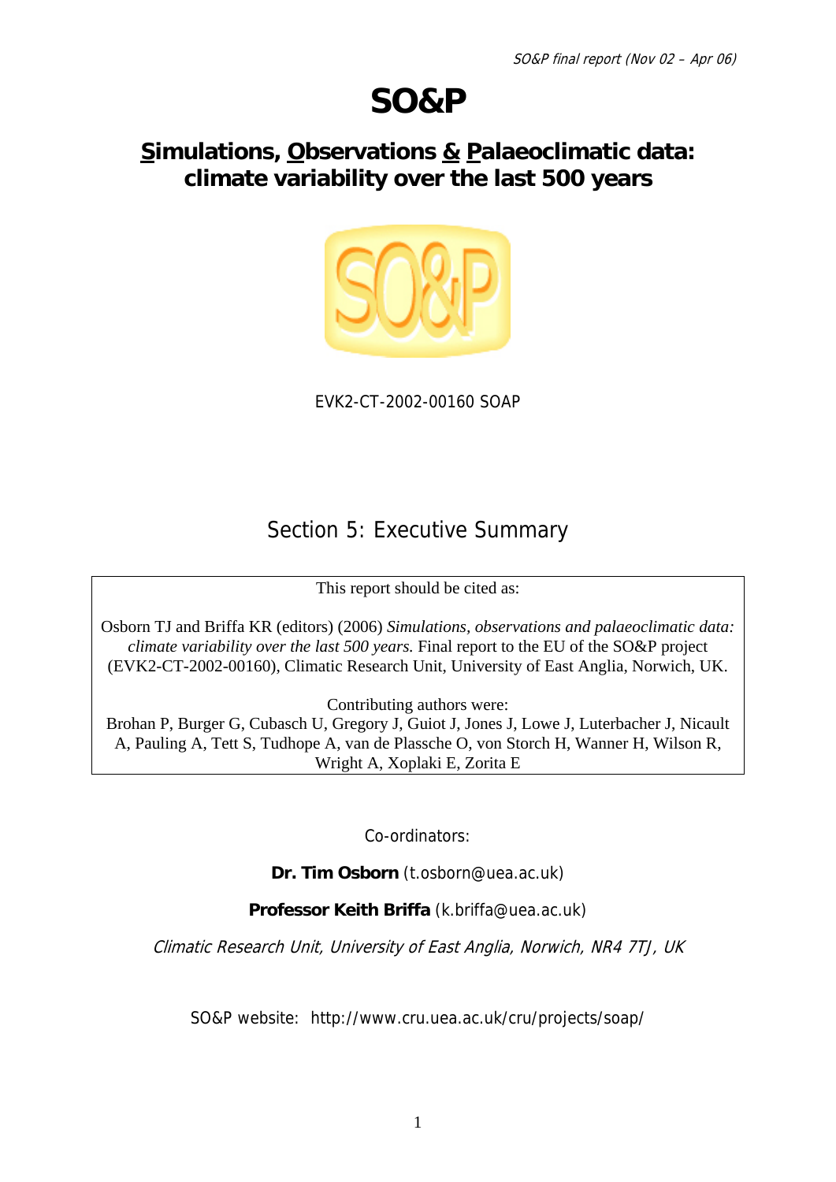# SO&P

## Simulations, Observations & Palaeoclimatic data: climate variability over the last 500 years

EVK2-CT-2002-00160 SOAP

## Section 5: Executive Summary

This report should be cited as:

Osborn TJ and Briffa KR (editors) (2006) *Simulations, observations and palaeoclimatic data: climate variability over the last 500 years.* Final report to the EU of the SO&P project (EVK2-CT-2002-00160), Climatic Research Unit, University of East Anglia, Norwich, UK.

Contributing authors were:
Brohan P, Burger G, Cubasch U, Gregory J, Guiot J, Jones J, Lowe J, Luterbacher J, Nicault A, Pauling A, Tett S, Tudhope A, van de Plassche O, von Storch H, Wanner H, Wilson R, Wright A, Xoplaki E, Zorita E

Co-ordinators:

**Dr. Tim Osborn** (t.osborn@uea.ac.uk)

**Professor Keith Briffa** (k.briffa@uea.ac.uk)

*Climatic Research Unit, University of East Anglia, Norwich, NR4 7TJ, UK*

SO&P website: http://www.cru.uea.ac.uk/cru/projects/soap/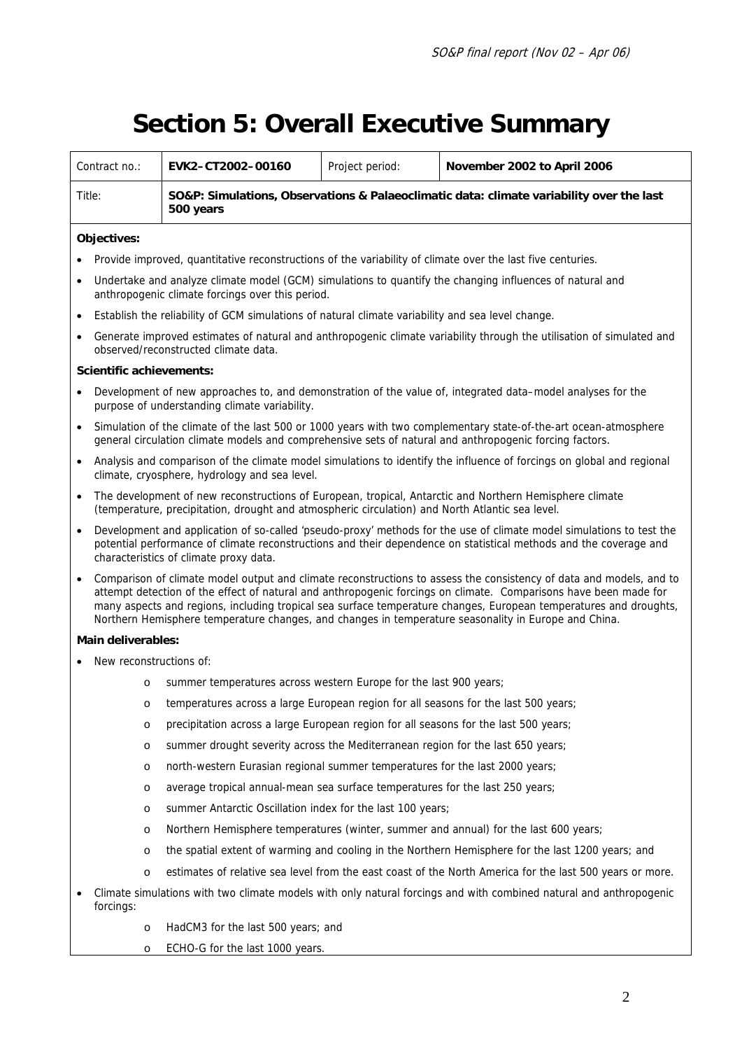# Section 5: Overall Executive Summary

| | | | |
|---|---|---|---|
| Contract no.: | **EVK2–CT2002–00160** | Project period: | **November 2002 to April 2006** |
| Title: | **SO&P: Simulations, Observations & Palaeoclimatic data: climate variability over the last 500 years** | | |

**Objectives:**

- Provide improved, quantitative reconstructions of the variability of climate over the last five centuries.
- Undertake and analyze climate model (GCM) simulations to quantify the changing influences of natural and anthropogenic climate forcings over this period.
- Establish the reliability of GCM simulations of natural climate variability and sea level change.
- Generate improved estimates of natural and anthropogenic climate variability through the utilisation of simulated and observed/reconstructed climate data.

**Scientific achievements:**

- Development of new approaches to, and demonstration of the value of, integrated data–model analyses for the purpose of understanding climate variability.
- Simulation of the climate of the last 500 or 1000 years with two complementary state-of-the-art ocean-atmosphere general circulation climate models and comprehensive sets of natural and anthropogenic forcing factors.
- Analysis and comparison of the climate model simulations to identify the influence of forcings on global and regional climate, cryosphere, hydrology and sea level.
- The development of new reconstructions of European, tropical, Antarctic and Northern Hemisphere climate (temperature, precipitation, drought and atmospheric circulation) and North Atlantic sea level.
- Development and application of so-called 'pseudo-proxy' methods for the use of climate model simulations to test the potential performance of climate reconstructions and their dependence on statistical methods and the coverage and characteristics of climate proxy data.
- Comparison of climate model output and climate reconstructions to assess the consistency of data and models, and to attempt detection of the effect of natural and anthropogenic forcings on climate. Comparisons have been made for many aspects and regions, including tropical sea surface temperature changes, European temperatures and droughts, Northern Hemisphere temperature changes, and changes in temperature seasonality in Europe and China.

**Main deliverables:**

- New reconstructions of:
  - summer temperatures across western Europe for the last 900 years;
  - temperatures across a large European region for all seasons for the last 500 years;
  - precipitation across a large European region for all seasons for the last 500 years;
  - summer drought severity across the Mediterranean region for the last 650 years;
  - north-western Eurasian regional summer temperatures for the last 2000 years;
  - average tropical annual-mean sea surface temperatures for the last 250 years;
  - summer Antarctic Oscillation index for the last 100 years;
  - Northern Hemisphere temperatures (winter, summer and annual) for the last 600 years;
  - the spatial extent of warming and cooling in the Northern Hemisphere for the last 1200 years; and
  - estimates of relative sea level from the east coast of the North America for the last 500 years or more.
- Climate simulations with two climate models with only natural forcings and with combined natural and anthropogenic forcings:
  - HadCM3 for the last 500 years; and
  - ECHO-G for the last 1000 years.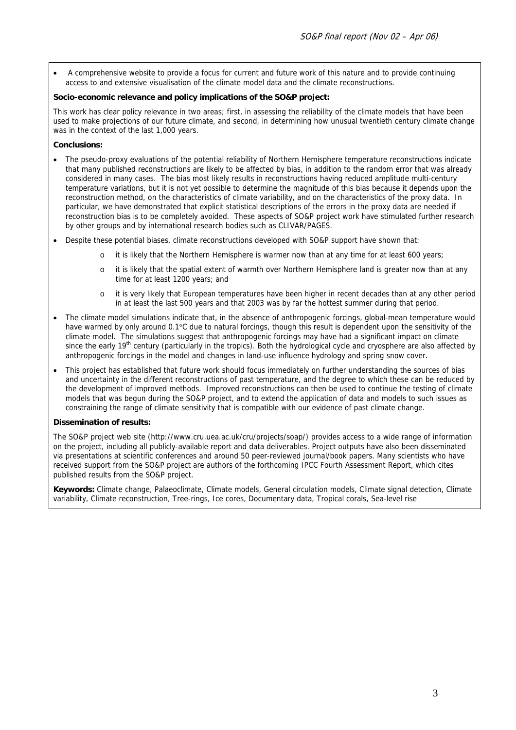- A comprehensive website to provide a focus for current and future work of this nature and to provide continuing access to and extensive visualisation of the climate model data and the climate reconstructions.

**Socio-economic relevance and policy implications of the SO&P project:**

This work has clear policy relevance in two areas; first, in assessing the reliability of the climate models that have been used to make projections of our future climate, and second, in determining how unusual twentieth century climate change was in the context of the last 1,000 years.

**Conclusions:**

- The pseudo-proxy evaluations of the potential reliability of Northern Hemisphere temperature reconstructions indicate that many published reconstructions are likely to be affected by bias, in addition to the random error that was already considered in many cases. The bias most likely results in reconstructions having reduced amplitude multi-century temperature variations, but it is not yet possible to determine the magnitude of this bias because it depends upon the reconstruction method, on the characteristics of climate variability, and on the characteristics of the proxy data. In particular, we have demonstrated that explicit statistical descriptions of the errors in the proxy data are needed if reconstruction bias is to be completely avoided. These aspects of SO&P project work have stimulated further research by other groups and by international research bodies such as CLIVAR/PAGES.
- Despite these potential biases, climate reconstructions developed with SO&P support have shown that:
  - it is likely that the Northern Hemisphere is warmer now than at any time for at least 600 years;
  - it is likely that the spatial extent of warmth over Northern Hemisphere land is greater now than at any time for at least 1200 years; and
  - it is very likely that European temperatures have been higher in recent decades than at any other period in at least the last 500 years and that 2003 was by far the hottest summer during that period.
- The climate model simulations indicate that, in the absence of anthropogenic forcings, global-mean temperature would have warmed by only around 0.1°C due to natural forcings, though this result is dependent upon the sensitivity of the climate model. The simulations suggest that anthropogenic forcings may have had a significant impact on climate since the early 19th century (particularly in the tropics). Both the hydrological cycle and cryosphere are also affected by anthropogenic forcings in the model and changes in land-use influence hydrology and spring snow cover.
- This project has established that future work should focus immediately on further understanding the sources of bias and uncertainty in the different reconstructions of past temperature, and the degree to which these can be reduced by the development of improved methods. Improved reconstructions can then be used to continue the testing of climate models that was begun during the SO&P project, and to extend the application of data and models to such issues as constraining the range of climate sensitivity that is compatible with our evidence of past climate change.

**Dissemination of results:**

The SO&P project web site (http://www.cru.uea.ac.uk/cru/projects/soap/) provides access to a wide range of information on the project, including all publicly-available report and data deliverables. Project outputs have also been disseminated via presentations at scientific conferences and around 50 peer-reviewed journal/book papers. Many scientists who have received support from the SO&P project are authors of the forthcoming IPCC Fourth Assessment Report, which cites published results from the SO&P project.

**Keywords:** Climate change, Palaeoclimate, Climate models, General circulation models, Climate signal detection, Climate variability, Climate reconstruction, Tree-rings, Ice cores, Documentary data, Tropical corals, Sea-level rise